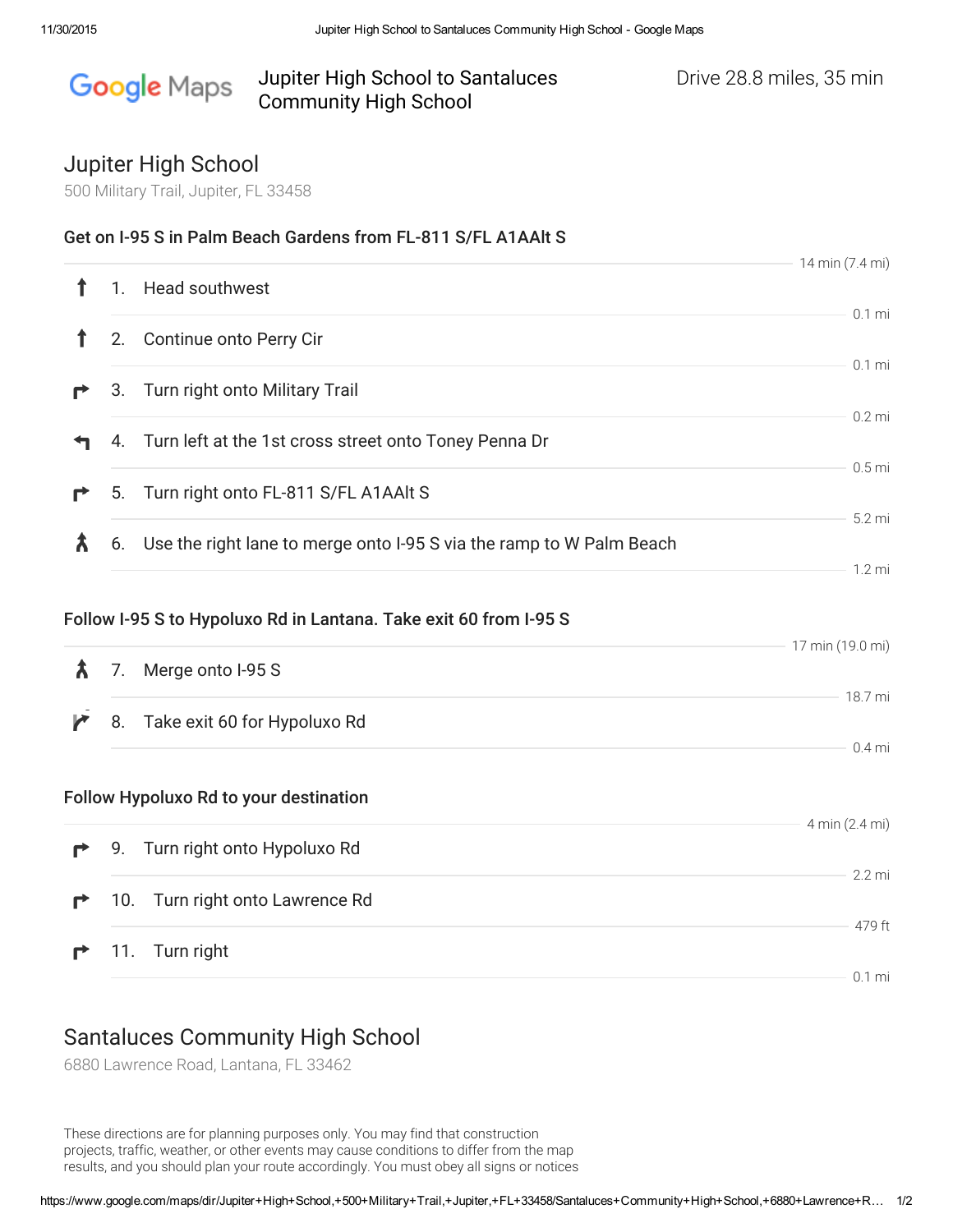Google Maps

# Jupiter High School to Santaluces Community High School

Drive 28.8 miles, 35 min

## Jupiter High School

500 Military Trail, Jupiter, FL 33458

### Get on I-95 S in Palm Beach Gardens from FL-811 S/FL A1AAlt S

14 min (7.4 mi)

1. Head southwest — 0.1 mi
2. Continue onto Perry Cir — 0.1 mi
3. Turn right onto Military Trail — 0.2 mi
4. Turn left at the 1st cross street onto Toney Penna Dr — 0.5 mi
5. Turn right onto FL-811 S/FL A1AAlt S — 5.2 mi
6. Use the right lane to merge onto I-95 S via the ramp to W Palm Beach — 1.2 mi

### Follow I-95 S to Hypoluxo Rd in Lantana. Take exit 60 from I-95 S

17 min (19.0 mi)

7. Merge onto I-95 S — 18.7 mi
8. Take exit 60 for Hypoluxo Rd — 0.4 mi

### Follow Hypoluxo Rd to your destination

4 min (2.4 mi)

9. Turn right onto Hypoluxo Rd — 2.2 mi
10. Turn right onto Lawrence Rd — 479 ft
11. Turn right — 0.1 mi

## Santaluces Community High School

6880 Lawrence Road, Lantana, FL 33462

These directions are for planning purposes only. You may find that construction projects, traffic, weather, or other events may cause conditions to differ from the map results, and you should plan your route accordingly. You must obey all signs or notices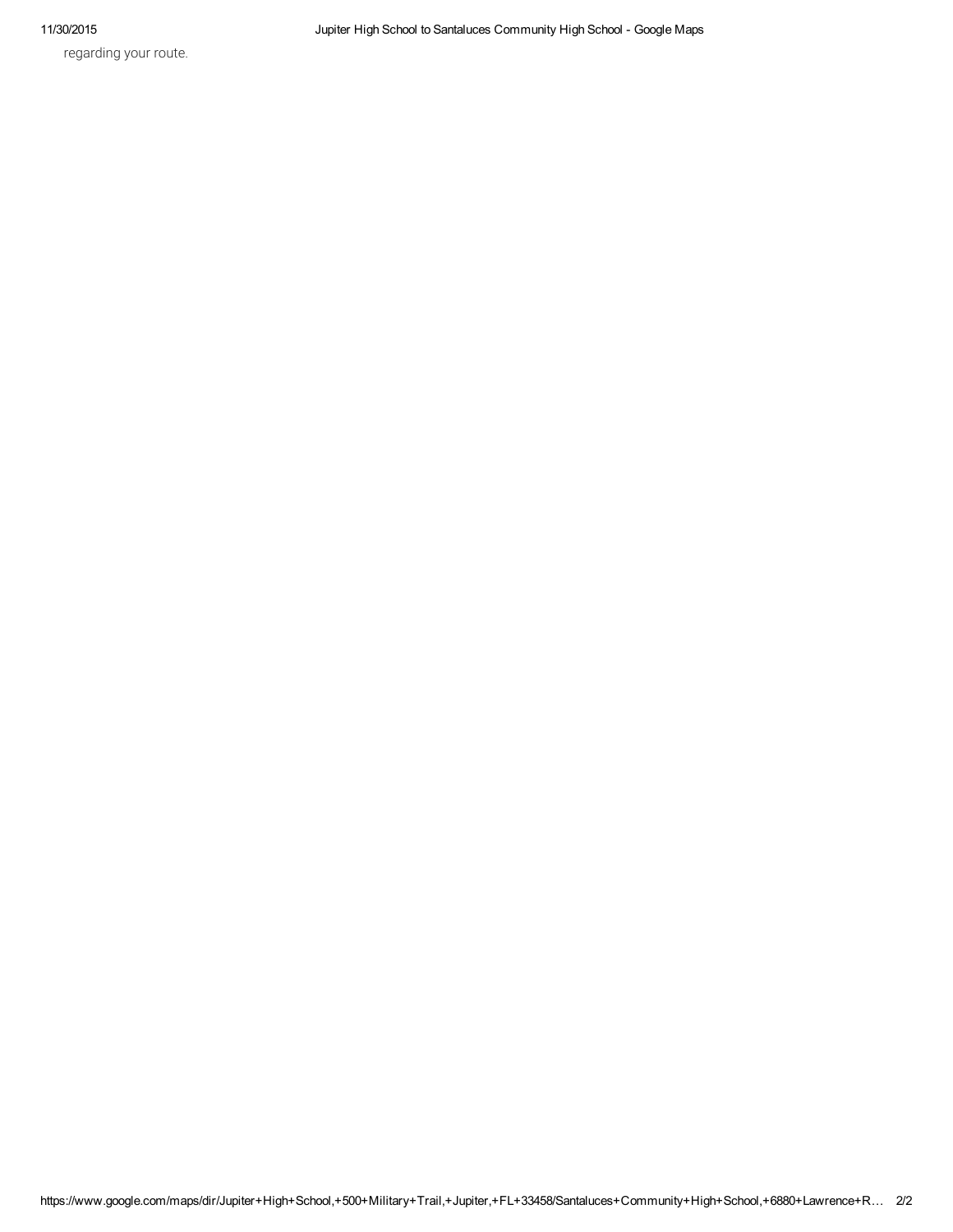regarding your route.